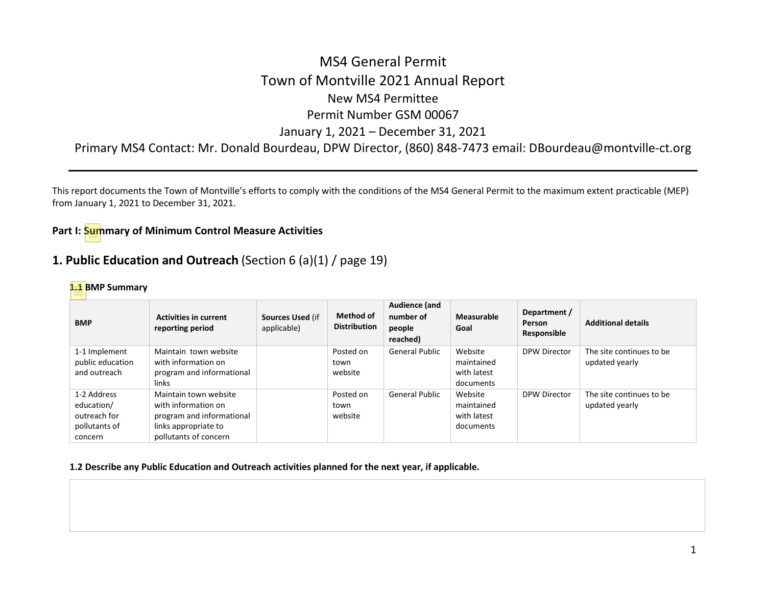# MS4 General Permit
# Town of Montville 2021 Annual Report
## New MS4 Permittee
## Permit Number GSM 00067
## January 1, 2021 – December 31, 2021
## Primary MS4 Contact: Mr. Donald Bourdeau, DPW Director, (860) 848-7473 email: DBourdeau@montville-ct.org

---

This report documents the Town of Montville's efforts to comply with the conditions of the MS4 General Permit to the maximum extent practicable (MEP) from January 1, 2021 to December 31, 2021.

**Part I: Summary of Minimum Control Measure Activities**

## 1. Public Education and Outreach (Section 6 (a)(1) / page 19)

### 1.1 BMP Summary

| BMP | Activities in current reporting period | Sources Used (if applicable) | Method of Distribution | Audience (and number of people reached) | Measurable Goal | Department / Person Responsible | Additional details |
|---|---|---|---|---|---|---|---|
| 1-1 Implement public education and outreach | Maintain town website with information on program and informational links | | Posted on town website | General Public | Website maintained with latest documents | DPW Director | The site continues to be updated yearly |
| 1-2 Address education/ outreach for pollutants of concern | Maintain town website with information on program and informational links appropriate to pollutants of concern | | Posted on town website | General Public | Website maintained with latest documents | DPW Director | The site continues to be updated yearly |

**1.2 Describe any Public Education and Outreach activities planned for the next year, if applicable.**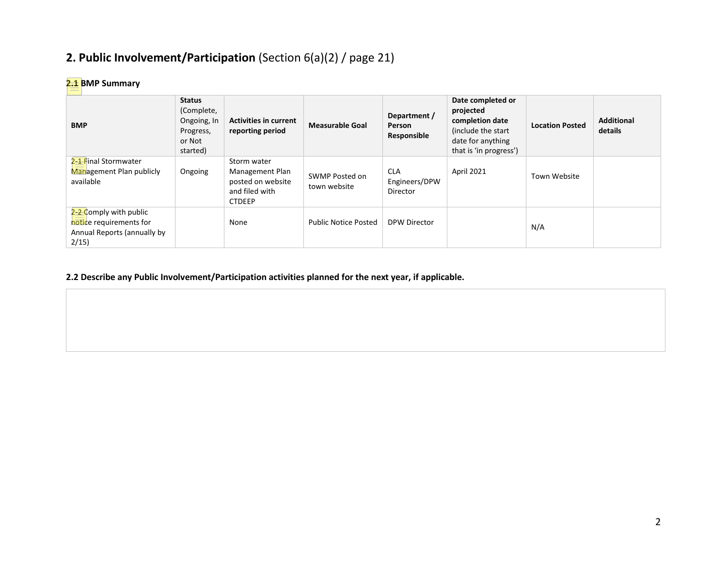# 2. Public Involvement/Participation (Section 6(a)(2) / page 21)

### 2.1 BMP Summary

| BMP | Status (Complete, Ongoing, In Progress, or Not started) | Activities in current reporting period | Measurable Goal | Department / Person Responsible | Date completed or projected completion date (include the start date for anything that is 'in progress') | Location Posted | Additional details |
|---|---|---|---|---|---|---|---|
| 2-1 Final Stormwater Management Plan publicly available | Ongoing | Storm water Management Plan posted on website and filed with CTDEEP | SWMP Posted on town website | CLA Engineers/DPW Director | April 2021 | Town Website | |
| 2-2 Comply with public notice requirements for Annual Reports (annually by 2/15) | | None | Public Notice Posted | DPW Director | | N/A | |

### 2.2 Describe any Public Involvement/Participation activities planned for the next year, if applicable.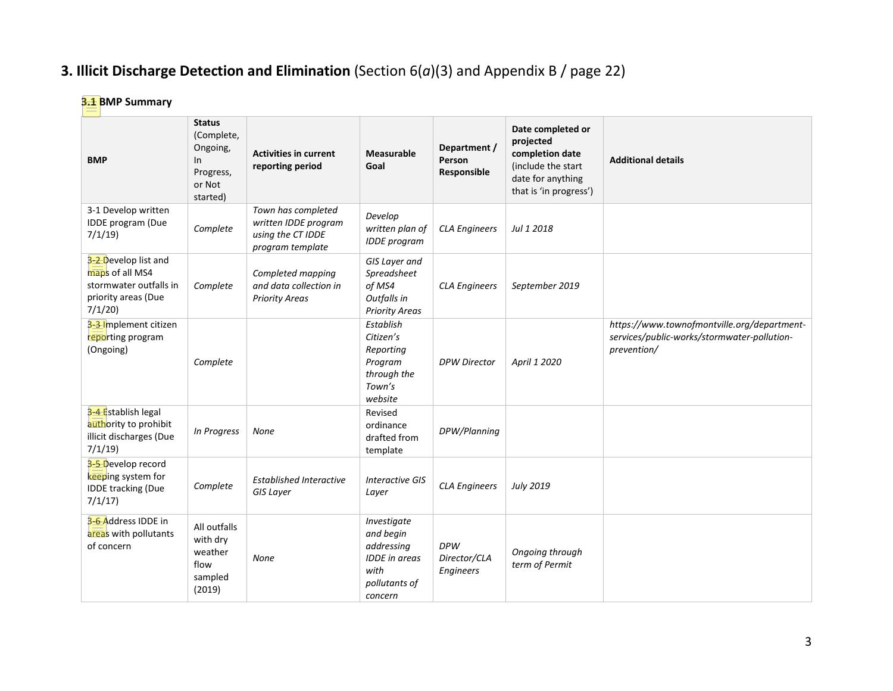# 3. Illicit Discharge Detection and Elimination (Section 6(*a*)(3) and Appendix B / page 22)

## 3.1 BMP Summary

| BMP | Status (Complete, Ongoing, In Progress, or Not started) | Activities in current reporting period | Measurable Goal | Department / Person Responsible | Date completed or projected completion date (include the start date for anything that is 'in progress') | Additional details |
|---|---|---|---|---|---|---|
| 3-1 Develop written IDDE program (Due 7/1/19) | *Complete* | *Town has completed written IDDE program using the CT IDDE program template* | *Develop written plan of IDDE program* | *CLA Engineers* | *Jul 1 2018* | |
| 3-2 Develop list and maps of all MS4 stormwater outfalls in priority areas (Due 7/1/20) | *Complete* | *Completed mapping and data collection in Priority Areas* | *GIS Layer and Spreadsheet of MS4 Outfalls in Priority Areas* | *CLA Engineers* | *September 2019* | |
| 3-3 Implement citizen reporting program (Ongoing) | *Complete* | | *Establish Citizen's Reporting Program through the Town's website* | *DPW Director* | *April 1 2020* | *https://www.townofmontville.org/department-services/public-works/stormwater-pollution-prevention/* |
| 3-4 Establish legal authority to prohibit illicit discharges (Due 7/1/19) | *In Progress* | *None* | Revised ordinance drafted from template | *DPW/Planning* | | |
| 3-5 Develop record keeping system for IDDE tracking (Due 7/1/17) | *Complete* | *Established Interactive GIS Layer* | *Interactive GIS Layer* | *CLA Engineers* | *July 2019* | |
| 3-6 Address IDDE in areas with pollutants of concern | All outfalls with dry weather flow sampled (2019) | *None* | *Investigate and begin addressing IDDE in areas with pollutants of concern* | *DPW Director/CLA Engineers* | *Ongoing through term of Permit* | |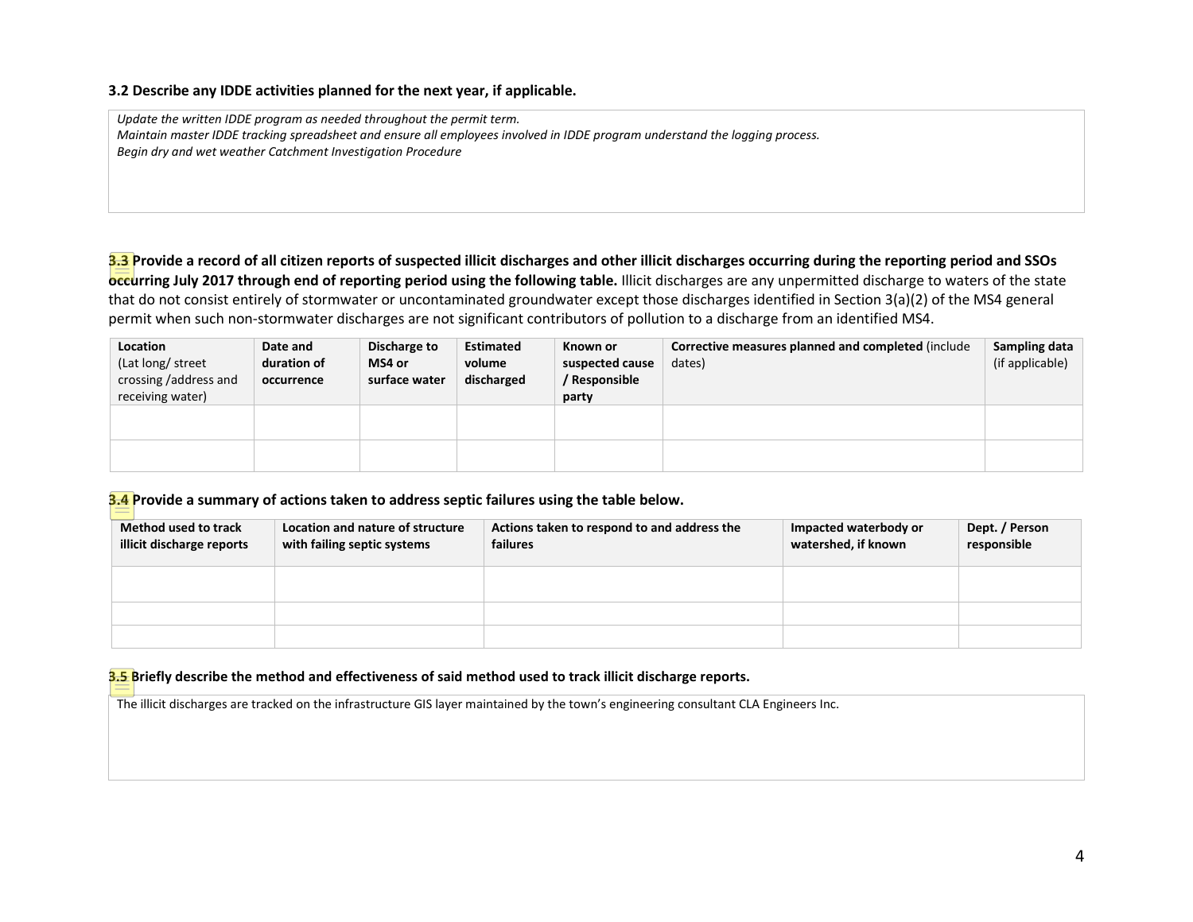### 3.2 Describe any IDDE activities planned for the next year, if applicable.

*Update the written IDDE program as needed throughout the permit term.*
*Maintain master IDDE tracking spreadsheet and ensure all employees involved in IDDE program understand the logging process.*
*Begin dry and wet weather Catchment Investigation Procedure*

### 3.3 Provide a record of all citizen reports of suspected illicit discharges and other illicit discharges occurring during the reporting period and SSOs occurring July 2017 through end of reporting period using the following table.

Illicit discharges are any unpermitted discharge to waters of the state that do not consist entirely of stormwater or uncontaminated groundwater except those discharges identified in Section 3(a)(2) of the MS4 general permit when such non-stormwater discharges are not significant contributors of pollution to a discharge from an identified MS4.

| **Location** (Lat long/ street crossing /address and receiving water) | **Date and duration of occurrence** | **Discharge to MS4 or surface water** | **Estimated volume discharged** | **Known or suspected cause / Responsible party** | **Corrective measures planned and completed** (include dates) | **Sampling data** (if applicable) |
| --- | --- | --- | --- | --- | --- | --- |
| | | | | | | |
| | | | | | | |

### 3.4 Provide a summary of actions taken to address septic failures using the table below.

| Method used to track illicit discharge reports | Location and nature of structure with failing septic systems | Actions taken to respond to and address the failures | Impacted waterbody or watershed, if known | Dept. / Person responsible |
| --- | --- | --- | --- | --- |
| | | | | |
| | | | | |
| | | | | |

### 3.5 Briefly describe the method and effectiveness of said method used to track illicit discharge reports.

The illicit discharges are tracked on the infrastructure GIS layer maintained by the town's engineering consultant CLA Engineers Inc.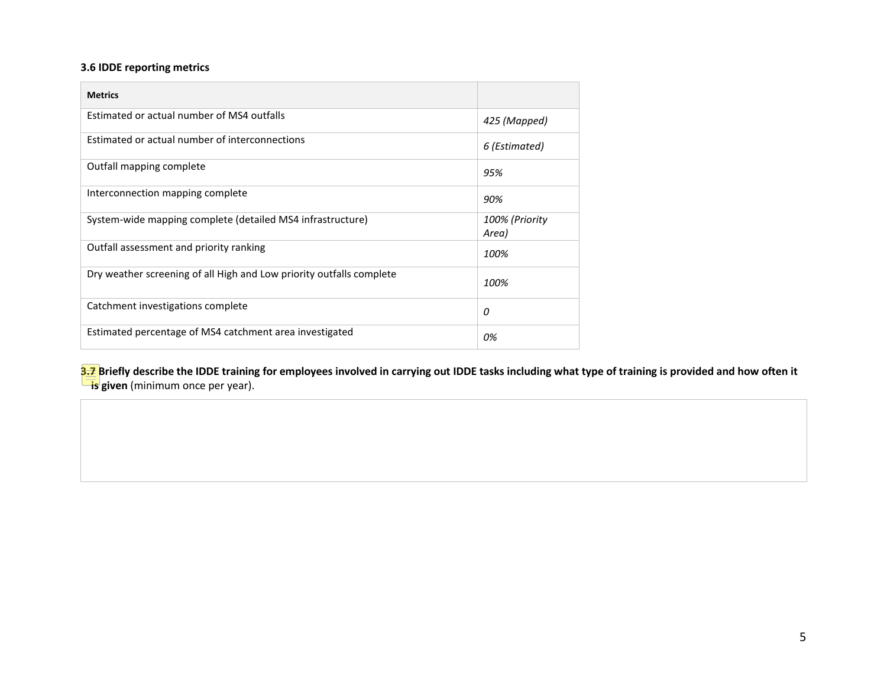### 3.6 IDDE reporting metrics

| Metrics | |
|---|---|
| Estimated or actual number of MS4 outfalls | *425 (Mapped)* |
| Estimated or actual number of interconnections | *6 (Estimated)* |
| Outfall mapping complete | *95%* |
| Interconnection mapping complete | *90%* |
| System-wide mapping complete (detailed MS4 infrastructure) | *100% (Priority Area)* |
| Outfall assessment and priority ranking | *100%* |
| Dry weather screening of all High and Low priority outfalls complete | *100%* |
| Catchment investigations complete | *0* |
| Estimated percentage of MS4 catchment area investigated | *0%* |

**3.7 Briefly describe the IDDE training for employees involved in carrying out IDDE tasks including what type of training is provided and how often it is given** (minimum once per year).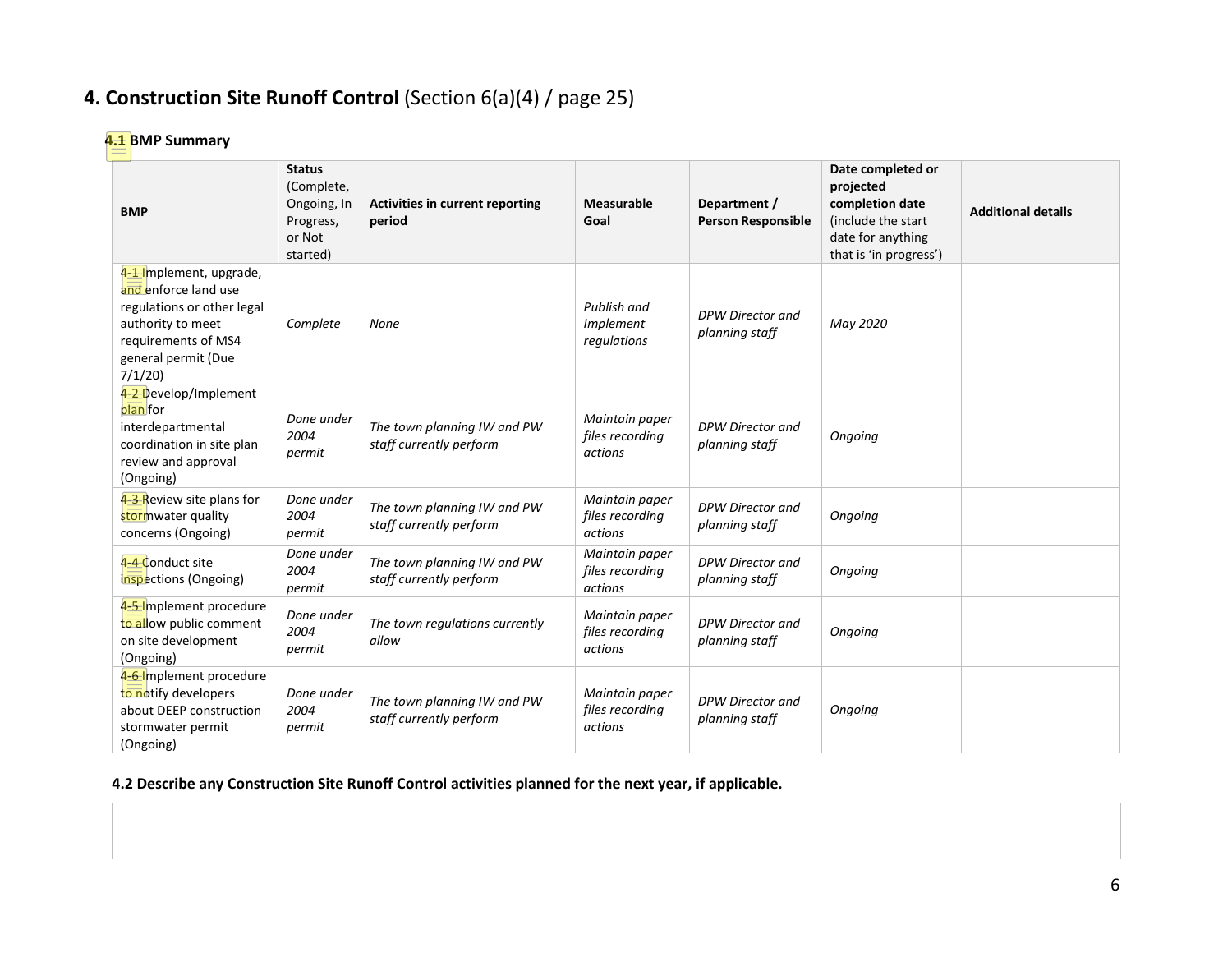# 4. Construction Site Runoff Control (Section 6(a)(4) / page 25)

### 4.1 BMP Summary

| BMP | Status (Complete, Ongoing, In Progress, or Not started) | Activities in current reporting period | Measurable Goal | Department / Person Responsible | Date completed or projected completion date (include the start date for anything that is 'in progress') | Additional details |
|---|---|---|---|---|---|---|
| 4-1 Implement, upgrade, and enforce land use regulations or other legal authority to meet requirements of MS4 general permit (Due 7/1/20) | *Complete* | *None* | *Publish and Implement regulations* | *DPW Director and planning staff* | *May 2020* | |
| 4-2 Develop/Implement plan for interdepartmental coordination in site plan review and approval (Ongoing) | *Done under 2004 permit* | *The town planning IW and PW staff currently perform* | *Maintain paper files recording actions* | *DPW Director and planning staff* | *Ongoing* | |
| 4-3 Review site plans for stormwater quality concerns (Ongoing) | *Done under 2004 permit* | *The town planning IW and PW staff currently perform* | *Maintain paper files recording actions* | *DPW Director and planning staff* | *Ongoing* | |
| 4-4 Conduct site inspections (Ongoing) | *Done under 2004 permit* | *The town planning IW and PW staff currently perform* | *Maintain paper files recording actions* | *DPW Director and planning staff* | *Ongoing* | |
| 4-5 Implement procedure to allow public comment on site development (Ongoing) | *Done under 2004 permit* | *The town regulations currently allow* | *Maintain paper files recording actions* | *DPW Director and planning staff* | *Ongoing* | |
| 4-6 Implement procedure to notify developers about DEEP construction stormwater permit (Ongoing) | *Done under 2004 permit* | *The town planning IW and PW staff currently perform* | *Maintain paper files recording actions* | *DPW Director and planning staff* | *Ongoing* | |

**4.2 Describe any Construction Site Runoff Control activities planned for the next year, if applicable.**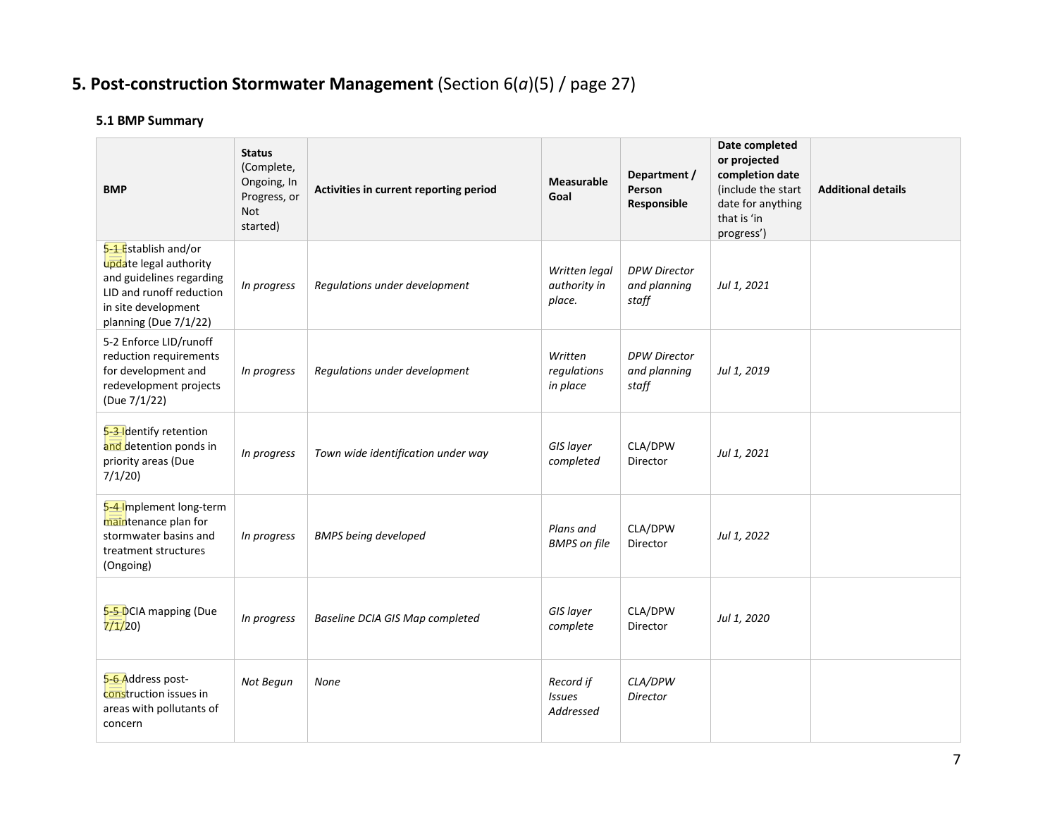# 5. Post-construction Stormwater Management (Section 6(*a*)(5) / page 27)

### 5.1 BMP Summary

| BMP | Status (Complete, Ongoing, In Progress, or Not started) | Activities in current reporting period | Measurable Goal | Department / Person Responsible | Date completed or projected completion date (include the start date for anything that is 'in progress') | Additional details |
|---|---|---|---|---|---|---|
| 5-1 Establish and/or update legal authority and guidelines regarding LID and runoff reduction in site development planning (Due 7/1/22) | *In progress* | *Regulations under development* | *Written legal authority in place.* | *DPW Director and planning staff* | *Jul 1, 2021* | |
| 5-2 Enforce LID/runoff reduction requirements for development and redevelopment projects (Due 7/1/22) | *In progress* | *Regulations under development* | *Written regulations in place* | *DPW Director and planning staff* | *Jul 1, 2019* | |
| 5-3 Identify retention and detention ponds in priority areas (Due 7/1/20) | *In progress* | *Town wide identification under way* | *GIS layer completed* | CLA/DPW Director | *Jul 1, 2021* | |
| 5-4 Implement long-term maintenance plan for stormwater basins and treatment structures (Ongoing) | *In progress* | *BMPS being developed* | *Plans and BMPS on file* | CLA/DPW Director | *Jul 1, 2022* | |
| 5-5 DCIA mapping (Due 7/1/20) | *In progress* | *Baseline DCIA GIS Map completed* | *GIS layer complete* | CLA/DPW Director | *Jul 1, 2020* | |
| 5-6 Address post-construction issues in areas with pollutants of concern | *Not Begun* | *None* | *Record if Issues Addressed* | *CLA/DPW Director* | | |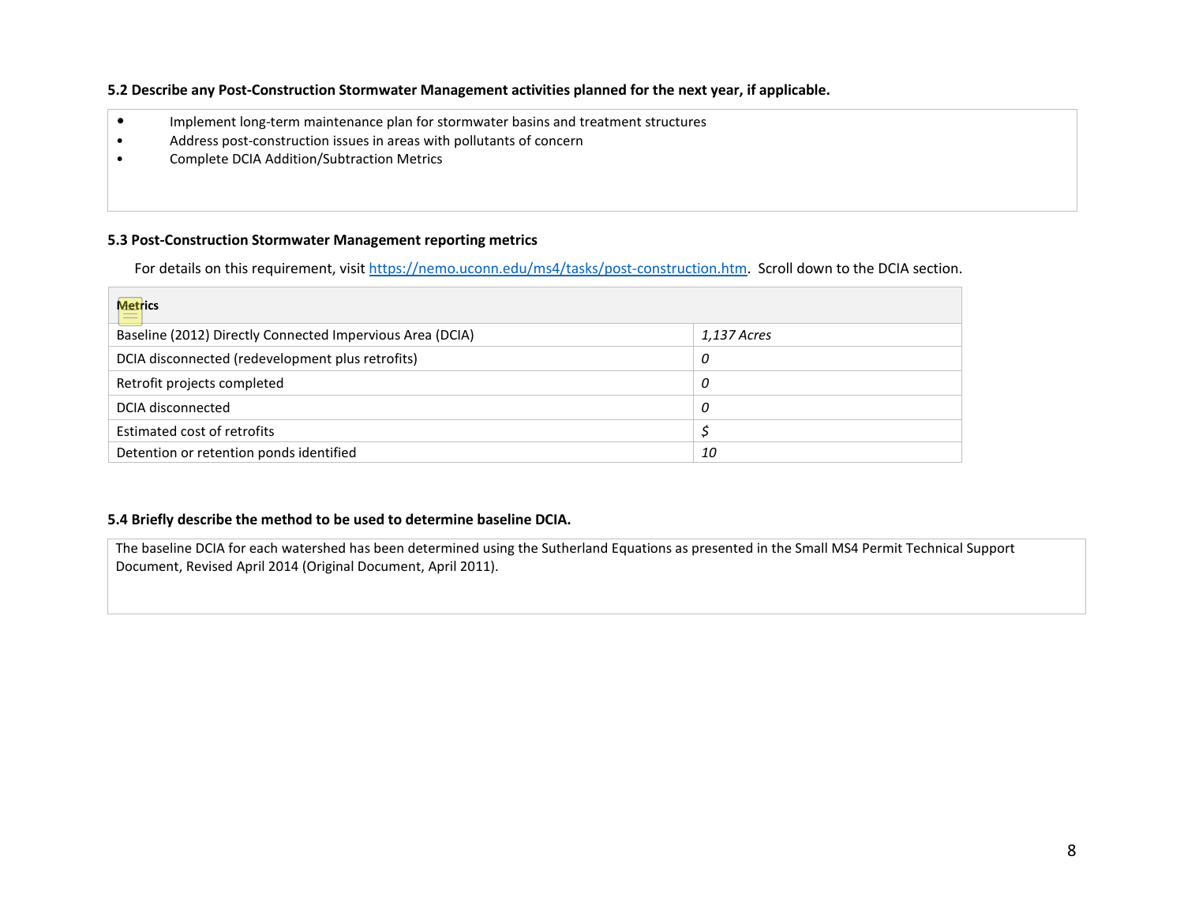### 5.2 Describe any Post-Construction Stormwater Management activities planned for the next year, if applicable.

- Implement long-term maintenance plan for stormwater basins and treatment structures
- Address post-construction issues in areas with pollutants of concern
- Complete DCIA Addition/Subtraction Metrics

### 5.3 Post-Construction Stormwater Management reporting metrics

For details on this requirement, visit https://nemo.uconn.edu/ms4/tasks/post-construction.htm. Scroll down to the DCIA section.

| Metrics | |
|---|---|
| Baseline (2012) Directly Connected Impervious Area (DCIA) | *1,137 Acres* |
| DCIA disconnected (redevelopment plus retrofits) | *0* |
| Retrofit projects completed | *0* |
| DCIA disconnected | *0* |
| Estimated cost of retrofits | *$* |
| Detention or retention ponds identified | *10* |

### 5.4 Briefly describe the method to be used to determine baseline DCIA.

The baseline DCIA for each watershed has been determined using the Sutherland Equations as presented in the Small MS4 Permit Technical Support Document, Revised April 2014 (Original Document, April 2011).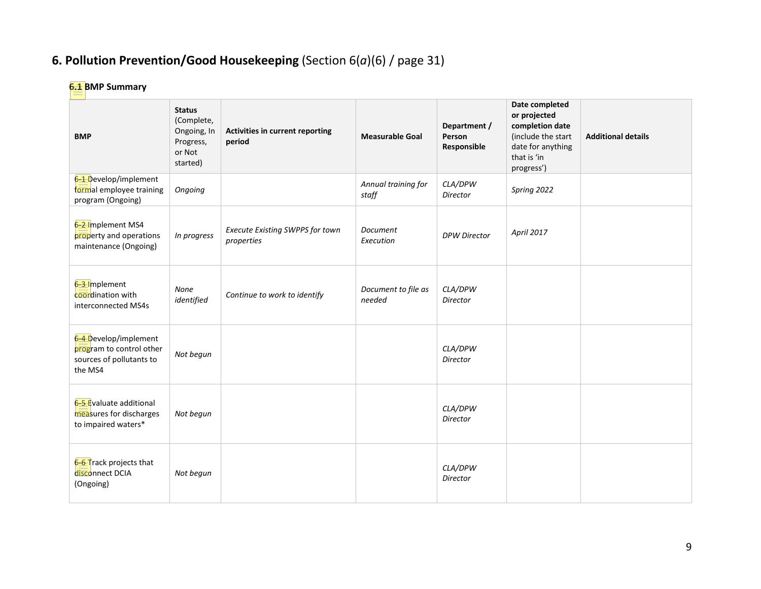# 6. Pollution Prevention/Good Housekeeping (Section 6(*a*)(6) / page 31)

### 6.1 BMP Summary

| BMP | Status (Complete, Ongoing, In Progress, or Not started) | Activities in current reporting period | Measurable Goal | Department / Person Responsible | Date completed or projected completion date (include the start date for anything that is 'in progress') | Additional details |
|---|---|---|---|---|---|---|
| 6-1 Develop/implement formal employee training program (Ongoing) | *Ongoing* | | *Annual training for staff* | *CLA/DPW Director* | *Spring 2022* | |
| 6-2 Implement MS4 property and operations maintenance (Ongoing) | *In progress* | *Execute Existing SWPPS for town properties* | *Document Execution* | *DPW Director* | *April 2017* | |
| 6-3 Implement coordination with interconnected MS4s | *None identified* | *Continue to work to identify* | *Document to file as needed* | *CLA/DPW Director* | | |
| 6-4 Develop/implement program to control other sources of pollutants to the MS4 | *Not begun* | | | *CLA/DPW Director* | | |
| 6-5 Evaluate additional measures for discharges to impaired waters* | *Not begun* | | | *CLA/DPW Director* | | |
| 6-6 Track projects that disconnect DCIA (Ongoing) | *Not begun* | | | *CLA/DPW Director* | | |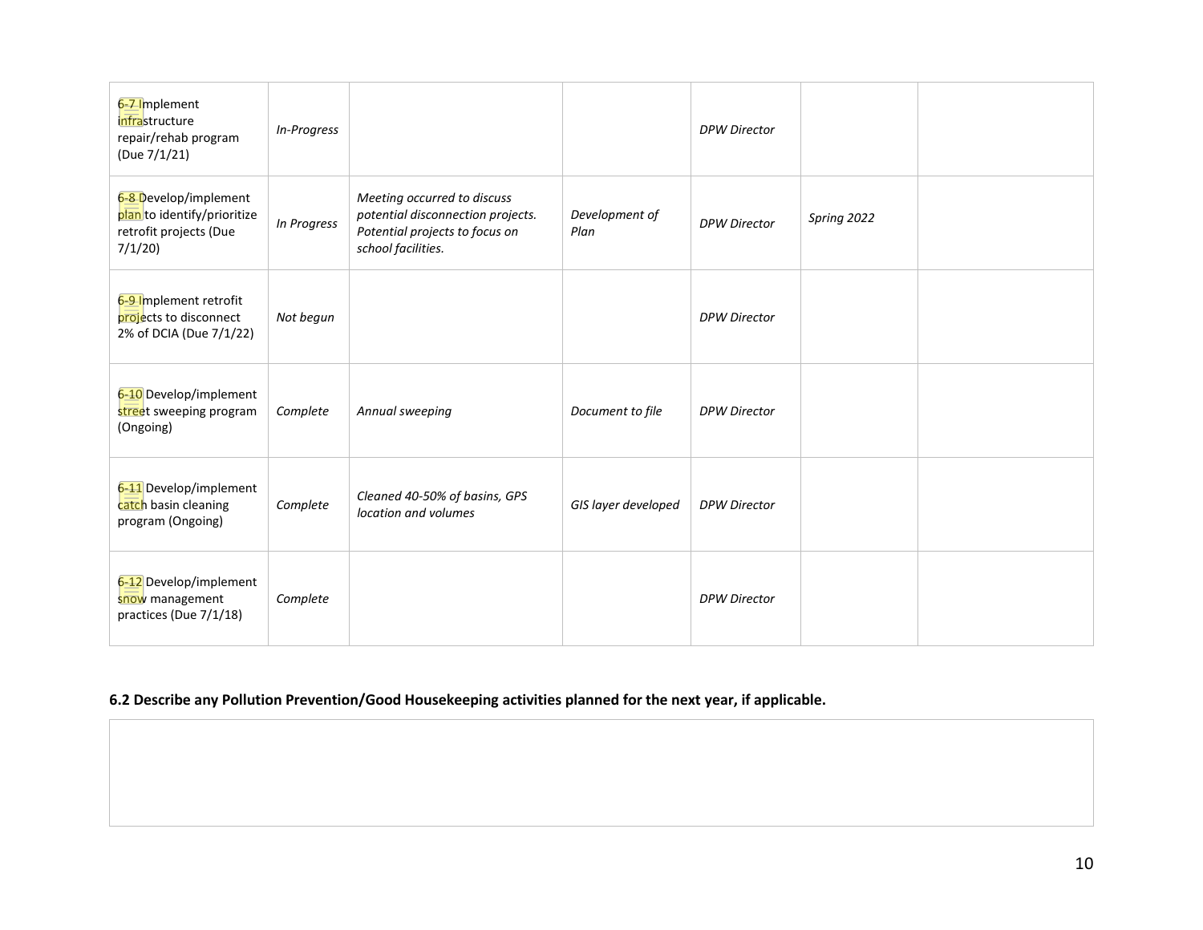| | | | | | | |
|---|---|---|---|---|---|---|
| 6-7 Implement infrastructure repair/rehab program (Due 7/1/21) | *In-Progress* | | | *DPW Director* | | |
| 6-8 Develop/implement plan to identify/prioritize retrofit projects (Due 7/1/20) | *In Progress* | *Meeting occurred to discuss potential disconnection projects. Potential projects to focus on school facilities.* | *Development of Plan* | *DPW Director* | *Spring 2022* | |
| 6-9 Implement retrofit projects to disconnect 2% of DCIA (Due 7/1/22) | *Not begun* | | | *DPW Director* | | |
| 6-10 Develop/implement street sweeping program (Ongoing) | *Complete* | *Annual sweeping* | *Document to file* | *DPW Director* | | |
| 6-11 Develop/implement catch basin cleaning program (Ongoing) | *Complete* | *Cleaned 40-50% of basins, GPS location and volumes* | *GIS layer developed* | *DPW Director* | | |
| 6-12 Develop/implement snow management practices (Due 7/1/18) | *Complete* | | | *DPW Director* | | |

**6.2 Describe any Pollution Prevention/Good Housekeeping activities planned for the next year, if applicable.**

| |
|---|
| |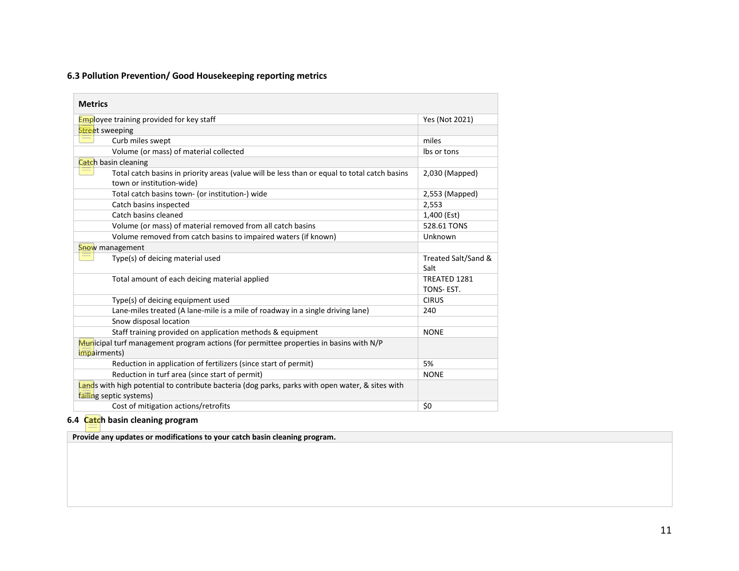### 6.3 Pollution Prevention/ Good Housekeeping reporting metrics

| Metrics | |
|---|---|
| Employee training provided for key staff | Yes (Not 2021) |
| Street sweeping | |
| Curb miles swept | miles |
| Volume (or mass) of material collected | lbs or tons |
| Catch basin cleaning | |
| Total catch basins in priority areas (value will be less than or equal to total catch basins town or institution-wide) | 2,030 (Mapped) |
| Total catch basins town- (or institution-) wide | 2,553 (Mapped) |
| Catch basins inspected | 2,553 |
| Catch basins cleaned | 1,400 (Est) |
| Volume (or mass) of material removed from all catch basins | 528.61 TONS |
| Volume removed from catch basins to impaired waters (if known) | Unknown |
| Snow management | |
| Type(s) of deicing material used | Treated Salt/Sand & Salt |
| Total amount of each deicing material applied | TREATED 1281 TONS- EST. |
| Type(s) of deicing equipment used | CIRUS |
| Lane-miles treated (A lane-mile is a mile of roadway in a single driving lane) | 240 |
| Snow disposal location | |
| Staff training provided on application methods & equipment | NONE |
| Municipal turf management program actions (for permittee properties in basins with N/P impairments) | |
| Reduction in application of fertilizers (since start of permit) | 5% |
| Reduction in turf area (since start of permit) | NONE |
| Lands with high potential to contribute bacteria (dog parks, parks with open water, & sites with failing septic systems) | |
| Cost of mitigation actions/retrofits | $0 |

### 6.4 Catch basin cleaning program

| Provide any updates or modifications to your catch basin cleaning program. |
|---|
| |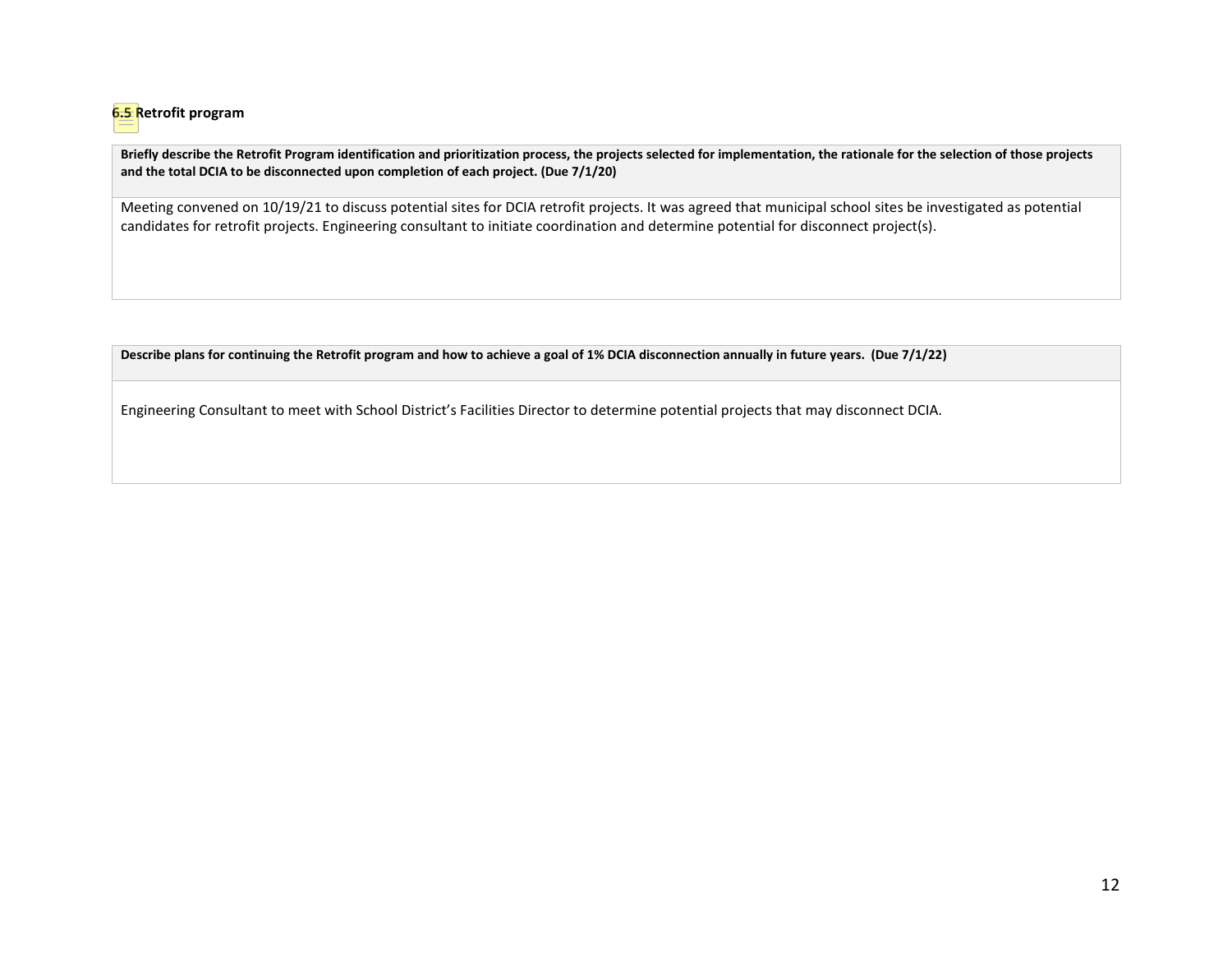### 6.5 Retrofit program

| **Briefly describe the Retrofit Program identification and prioritization process, the projects selected for implementation, the rationale for the selection of those projects and the total DCIA to be disconnected upon completion of each project. (Due 7/1/20)** |
| --- |
| Meeting convened on 10/19/21 to discuss potential sites for DCIA retrofit projects. It was agreed that municipal school sites be investigated as potential candidates for retrofit projects. Engineering consultant to initiate coordination and determine potential for disconnect project(s). |

| **Describe plans for continuing the Retrofit program and how to achieve a goal of 1% DCIA disconnection annually in future years. (Due 7/1/22)** |
| --- |
| Engineering Consultant to meet with School District's Facilities Director to determine potential projects that may disconnect DCIA. |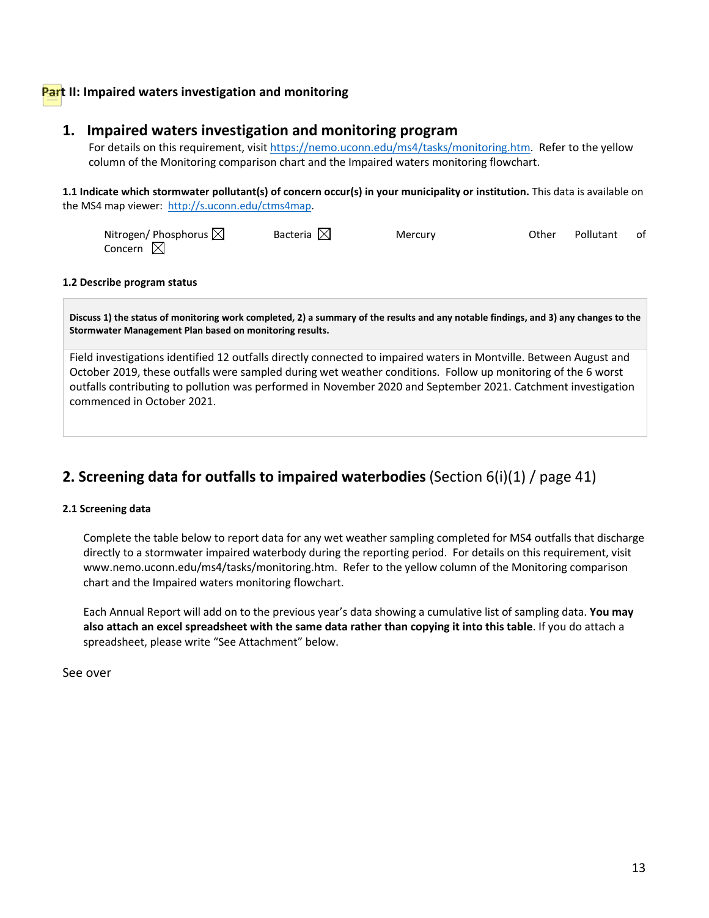## Part II: Impaired waters investigation and monitoring

## 1. Impaired waters investigation and monitoring program

For details on this requirement, visit https://nemo.uconn.edu/ms4/tasks/monitoring.htm. Refer to the yellow column of the Monitoring comparison chart and the Impaired waters monitoring flowchart.

**1.1 Indicate which stormwater pollutant(s) of concern occur(s) in your municipality or institution.** This data is available on the MS4 map viewer: http://s.uconn.edu/ctms4map.

Nitrogen/ Phosphorus ☒ Bacteria ☒ Mercury Other Pollutant of Concern ☒

**1.2 Describe program status**

| **Discuss 1) the status of monitoring work completed, 2) a summary of the results and any notable findings, and 3) any changes to the Stormwater Management Plan based on monitoring results.** |
|---|
| Field investigations identified 12 outfalls directly connected to impaired waters in Montville. Between August and October 2019, these outfalls were sampled during wet weather conditions. Follow up monitoring of the 6 worst outfalls contributing to pollution was performed in November 2020 and September 2021. Catchment investigation commenced in October 2021. |

## 2. Screening data for outfalls to impaired waterbodies (Section 6(i)(1) / page 41)

**2.1 Screening data**

Complete the table below to report data for any wet weather sampling completed for MS4 outfalls that discharge directly to a stormwater impaired waterbody during the reporting period. For details on this requirement, visit www.nemo.uconn.edu/ms4/tasks/monitoring.htm. Refer to the yellow column of the Monitoring comparison chart and the Impaired waters monitoring flowchart.

Each Annual Report will add on to the previous year's data showing a cumulative list of sampling data. **You may also attach an excel spreadsheet with the same data rather than copying it into this table**. If you do attach a spreadsheet, please write "See Attachment" below.

See over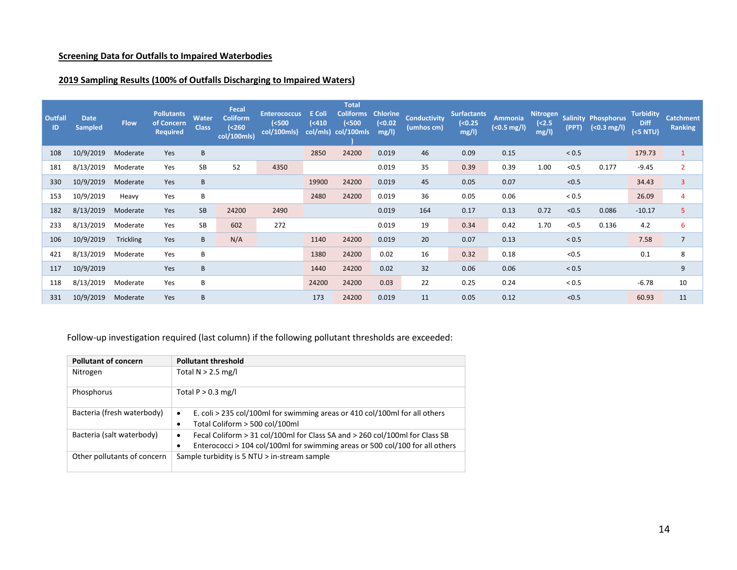## Screening Data for Outfalls to Impaired Waterbodies

## 2019 Sampling Results (100% of Outfalls Discharging to Impaired Waters)

| Outfall ID | Date Sampled | Flow | Pollutants of Concern Required | Water Class | Fecal Coliform (<260 col/100mls) | Enterococcus (<500 col/100mls) | E Coli (<410 col/mls) | Total Coliforms (<500 col/100mls) | Chlorine (<0.02 mg/l) | Conductivity (umhos cm) | Surfactants (<0.25 mg/l) | Ammonia (<0.5 mg/l) | Nitrogen (<2.5 mg/l) | Salinity (PPT) | Phosphorus (<0.3 mg/l) | Turbidity Diff (<5 NTU) | Catchment Ranking |
|---|---|---|---|---|---|---|---|---|---|---|---|---|---|---|---|---|---|
| 108 | 10/9/2019 | Moderate | Yes | B | | | 2850 | 24200 | 0.019 | 46 | 0.09 | 0.15 | | < 0.5 | | 179.73 | 1 |
| 181 | 8/13/2019 | Moderate | Yes | SB | 52 | 4350 | | | 0.019 | 35 | 0.39 | 0.39 | 1.00 | <0.5 | 0.177 | -9.45 | 2 |
| 330 | 10/9/2019 | Moderate | Yes | B | | | 19900 | 24200 | 0.019 | 45 | 0.05 | 0.07 | | <0.5 | | 34.43 | 3 |
| 153 | 10/9/2019 | Heavy | Yes | B | | | 2480 | 24200 | 0.019 | 36 | 0.05 | 0.06 | | < 0.5 | | 26.09 | 4 |
| 182 | 8/13/2019 | Moderate | Yes | SB | 24200 | 2490 | | | 0.019 | 164 | 0.17 | 0.13 | 0.72 | <0.5 | 0.086 | -10.17 | 5 |
| 233 | 8/13/2019 | Moderate | Yes | SB | 602 | 272 | | | 0.019 | 19 | 0.34 | 0.42 | 1.70 | <0.5 | 0.136 | 4.2 | 6 |
| 106 | 10/9/2019 | Trickling | Yes | B | N/A | | 1140 | 24200 | 0.019 | 20 | 0.07 | 0.13 | | < 0.5 | | 7.58 | 7 |
| 421 | 8/13/2019 | Moderate | Yes | B | | | 1380 | 24200 | 0.02 | 16 | 0.32 | 0.18 | | <0.5 | | 0.1 | 8 |
| 117 | 10/9/2019 | | Yes | B | | | 1440 | 24200 | 0.02 | 32 | 0.06 | 0.06 | | < 0.5 | | | 9 |
| 118 | 8/13/2019 | Moderate | Yes | B | | | 24200 | 24200 | 0.03 | 22 | 0.25 | 0.24 | | < 0.5 | | -6.78 | 10 |
| 331 | 10/9/2019 | Moderate | Yes | B | | | 173 | 24200 | 0.019 | 11 | 0.05 | 0.12 | | <0.5 | | 60.93 | 11 |

Follow-up investigation required (last column) if the following pollutant thresholds are exceeded:

| Pollutant of concern | Pollutant threshold |
|---|---|
| Nitrogen | Total N > 2.5 mg/l |
| Phosphorus | Total P > 0.3 mg/l |
| Bacteria (fresh waterbody) | • E. coli > 235 col/100ml for swimming areas or 410 col/100ml for all others<br>• Total Coliform > 500 col/100ml |
| Bacteria (salt waterbody) | • Fecal Coliform > 31 col/100ml for Class SA and > 260 col/100ml for Class SB<br>• Enterococci > 104 col/100ml for swimming areas or 500 col/100 for all others |
| Other pollutants of concern | Sample turbidity is 5 NTU > in-stream sample |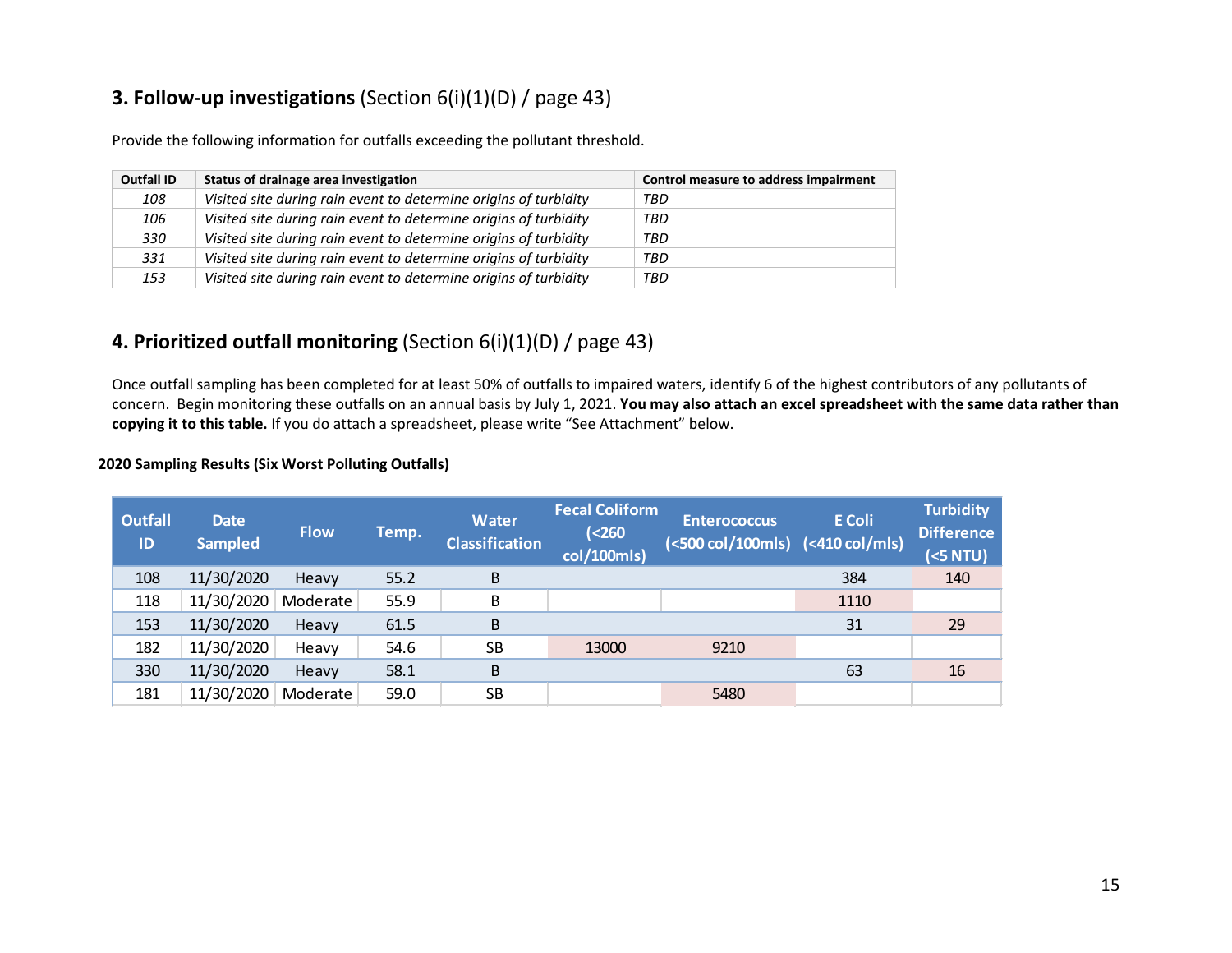## 3. Follow-up investigations (Section 6(i)(1)(D) / page 43)

Provide the following information for outfalls exceeding the pollutant threshold.

| Outfall ID | Status of drainage area investigation | Control measure to address impairment |
|---|---|---|
| *108* | *Visited site during rain event to determine origins of turbidity* | *TBD* |
| *106* | *Visited site during rain event to determine origins of turbidity* | *TBD* |
| *330* | *Visited site during rain event to determine origins of turbidity* | *TBD* |
| *331* | *Visited site during rain event to determine origins of turbidity* | *TBD* |
| *153* | *Visited site during rain event to determine origins of turbidity* | *TBD* |

## 4. Prioritized outfall monitoring (Section 6(i)(1)(D) / page 43)

Once outfall sampling has been completed for at least 50% of outfalls to impaired waters, identify 6 of the highest contributors of any pollutants of concern. Begin monitoring these outfalls on an annual basis by July 1, 2021. **You may also attach an excel spreadsheet with the same data rather than copying it to this table.** If you do attach a spreadsheet, please write "See Attachment" below.

**2020 Sampling Results (Six Worst Polluting Outfalls)**

| Outfall ID | Date Sampled | Flow | Temp. | Water Classification | Fecal Coliform (<260 col/100mls) | Enterococcus (<500 col/100mls) | E Coli (<410 col/mls) | Turbidity Difference (<5 NTU) |
|---|---|---|---|---|---|---|---|---|
| 108 | 11/30/2020 | Heavy | 55.2 | B | | | 384 | 140 |
| 118 | 11/30/2020 | Moderate | 55.9 | B | | | 1110 | |
| 153 | 11/30/2020 | Heavy | 61.5 | B | | | 31 | 29 |
| 182 | 11/30/2020 | Heavy | 54.6 | SB | 13000 | 9210 | | |
| 330 | 11/30/2020 | Heavy | 58.1 | B | | | 63 | 16 |
| 181 | 11/30/2020 | Moderate | 59.0 | SB | | 5480 | | |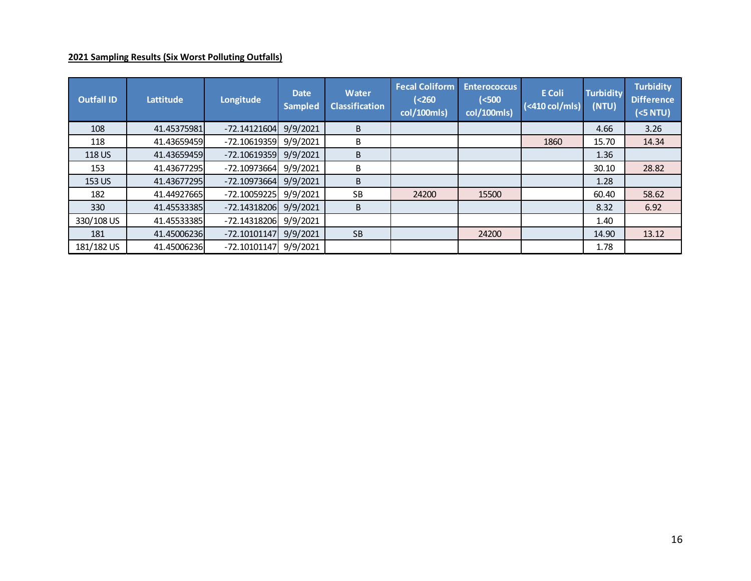**2021 Sampling Results (Six Worst Polluting Outfalls)**

| Outfall ID | Lattitude | Longitude | Date Sampled | Water Classification | Fecal Coliform (<260 col/100mls) | Enterococcus (<500 col/100mls) | E Coli (<410 col/mls) | Turbidity (NTU) | Turbidity Difference (<5 NTU) |
|---|---|---|---|---|---|---|---|---|---|
| 108 | 41.45375981 | -72.14121604 | 9/9/2021 | B | | | | 4.66 | 3.26 |
| 118 | 41.43659459 | -72.10619359 | 9/9/2021 | B | | | 1860 | 15.70 | 14.34 |
| 118 US | 41.43659459 | -72.10619359 | 9/9/2021 | B | | | | 1.36 | |
| 153 | 41.43677295 | -72.10973664 | 9/9/2021 | B | | | | 30.10 | 28.82 |
| 153 US | 41.43677295 | -72.10973664 | 9/9/2021 | B | | | | 1.28 | |
| 182 | 41.44927665 | -72.10059225 | 9/9/2021 | SB | 24200 | 15500 | | 60.40 | 58.62 |
| 330 | 41.45533385 | -72.14318206 | 9/9/2021 | B | | | | 8.32 | 6.92 |
| 330/108 US | 41.45533385 | -72.14318206 | 9/9/2021 | | | | | 1.40 | |
| 181 | 41.45006236 | -72.10101147 | 9/9/2021 | SB | | 24200 | | 14.90 | 13.12 |
| 181/182 US | 41.45006236 | -72.10101147 | 9/9/2021 | | | | | 1.78 | |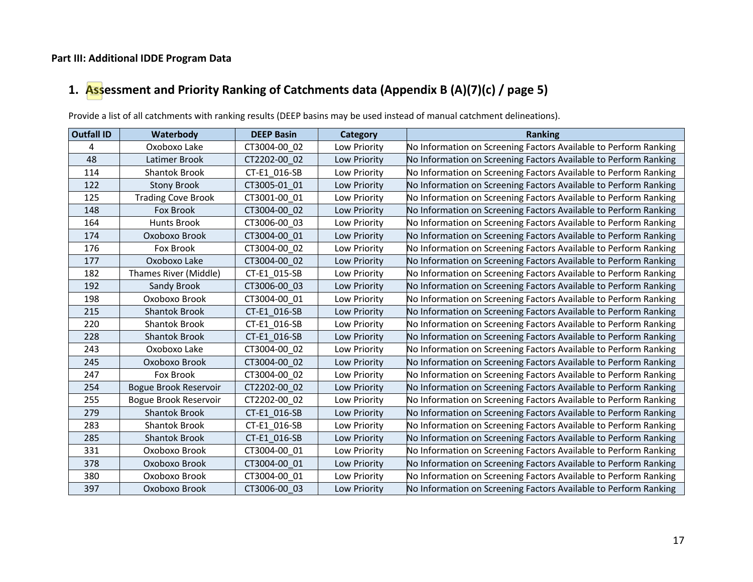**Part III: Additional IDDE Program Data**

## 1. Assessment and Priority Ranking of Catchments data (Appendix B (A)(7)(c) / page 5)

Provide a list of all catchments with ranking results (DEEP basins may be used instead of manual catchment delineations).

| Outfall ID | Waterbody | DEEP Basin | Category | Ranking |
|---|---|---|---|---|
| 4 | Oxoboxo Lake | CT3004-00_02 | Low Priority | No Information on Screening Factors Available to Perform Ranking |
| 48 | Latimer Brook | CT2202-00_02 | Low Priority | No Information on Screening Factors Available to Perform Ranking |
| 114 | Shantok Brook | CT-E1_016-SB | Low Priority | No Information on Screening Factors Available to Perform Ranking |
| 122 | Stony Brook | CT3005-01_01 | Low Priority | No Information on Screening Factors Available to Perform Ranking |
| 125 | Trading Cove Brook | CT3001-00_01 | Low Priority | No Information on Screening Factors Available to Perform Ranking |
| 148 | Fox Brook | CT3004-00_02 | Low Priority | No Information on Screening Factors Available to Perform Ranking |
| 164 | Hunts Brook | CT3006-00_03 | Low Priority | No Information on Screening Factors Available to Perform Ranking |
| 174 | Oxoboxo Brook | CT3004-00_01 | Low Priority | No Information on Screening Factors Available to Perform Ranking |
| 176 | Fox Brook | CT3004-00_02 | Low Priority | No Information on Screening Factors Available to Perform Ranking |
| 177 | Oxoboxo Lake | CT3004-00_02 | Low Priority | No Information on Screening Factors Available to Perform Ranking |
| 182 | Thames River (Middle) | CT-E1_015-SB | Low Priority | No Information on Screening Factors Available to Perform Ranking |
| 192 | Sandy Brook | CT3006-00_03 | Low Priority | No Information on Screening Factors Available to Perform Ranking |
| 198 | Oxoboxo Brook | CT3004-00_01 | Low Priority | No Information on Screening Factors Available to Perform Ranking |
| 215 | Shantok Brook | CT-E1_016-SB | Low Priority | No Information on Screening Factors Available to Perform Ranking |
| 220 | Shantok Brook | CT-E1_016-SB | Low Priority | No Information on Screening Factors Available to Perform Ranking |
| 228 | Shantok Brook | CT-E1_016-SB | Low Priority | No Information on Screening Factors Available to Perform Ranking |
| 243 | Oxoboxo Lake | CT3004-00_02 | Low Priority | No Information on Screening Factors Available to Perform Ranking |
| 245 | Oxoboxo Brook | CT3004-00_02 | Low Priority | No Information on Screening Factors Available to Perform Ranking |
| 247 | Fox Brook | CT3004-00_02 | Low Priority | No Information on Screening Factors Available to Perform Ranking |
| 254 | Bogue Brook Reservoir | CT2202-00_02 | Low Priority | No Information on Screening Factors Available to Perform Ranking |
| 255 | Bogue Brook Reservoir | CT2202-00_02 | Low Priority | No Information on Screening Factors Available to Perform Ranking |
| 279 | Shantok Brook | CT-E1_016-SB | Low Priority | No Information on Screening Factors Available to Perform Ranking |
| 283 | Shantok Brook | CT-E1_016-SB | Low Priority | No Information on Screening Factors Available to Perform Ranking |
| 285 | Shantok Brook | CT-E1_016-SB | Low Priority | No Information on Screening Factors Available to Perform Ranking |
| 331 | Oxoboxo Brook | CT3004-00_01 | Low Priority | No Information on Screening Factors Available to Perform Ranking |
| 378 | Oxoboxo Brook | CT3004-00_01 | Low Priority | No Information on Screening Factors Available to Perform Ranking |
| 380 | Oxoboxo Brook | CT3004-00_01 | Low Priority | No Information on Screening Factors Available to Perform Ranking |
| 397 | Oxoboxo Brook | CT3006-00_03 | Low Priority | No Information on Screening Factors Available to Perform Ranking |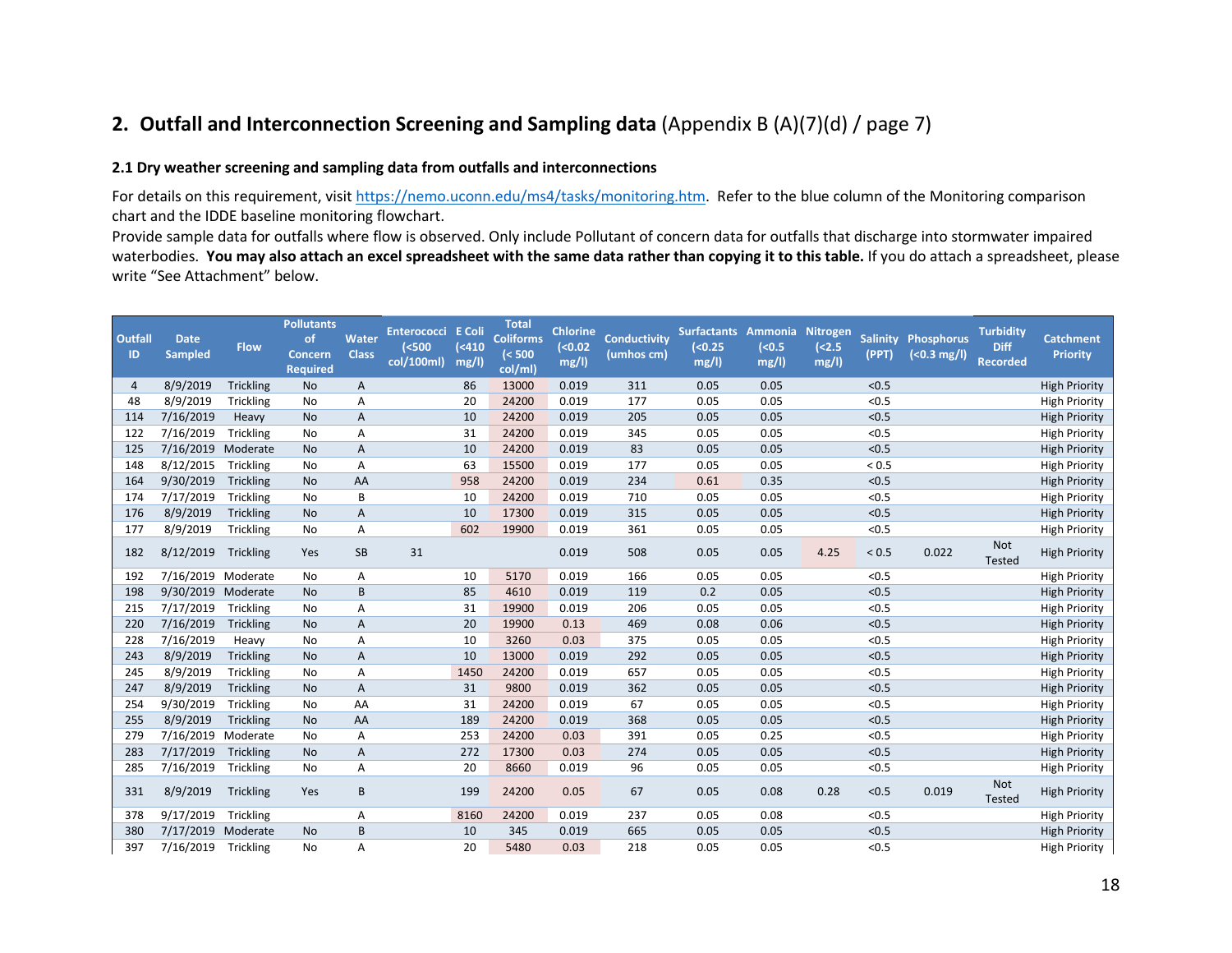## 2. Outfall and Interconnection Screening and Sampling data (Appendix B (A)(7)(d) / page 7)

### 2.1 Dry weather screening and sampling data from outfalls and interconnections

For details on this requirement, visit https://nemo.uconn.edu/ms4/tasks/monitoring.htm. Refer to the blue column of the Monitoring comparison chart and the IDDE baseline monitoring flowchart.

Provide sample data for outfalls where flow is observed. Only include Pollutant of concern data for outfalls that discharge into stormwater impaired waterbodies. **You may also attach an excel spreadsheet with the same data rather than copying it to this table.** If you do attach a spreadsheet, please write "See Attachment" below.

| Outfall ID | Date Sampled | Flow | Pollutants of Concern Required | Water Class | Enterococci (<500 col/100ml) | E Coli (<410 mg/l) | Total Coliforms (< 500 col/ml) | Chlorine (<0.02 mg/l) | Conductivity (umhos cm) | Surfactants (<0.25 mg/l) | Ammonia (<0.5 mg/l) | Nitrogen (<2.5 mg/l) | Salinity (PPT) | Phosphorus (<0.3 mg/l) | Turbidity Diff Recorded | Catchment Priority |
|---|---|---|---|---|---|---|---|---|---|---|---|---|---|---|---|---|
| 4 | 8/9/2019 | Trickling | No | A | | 86 | 13000 | 0.019 | 311 | 0.05 | 0.05 | | <0.5 | | | High Priority |
| 48 | 8/9/2019 | Trickling | No | A | | 20 | 24200 | 0.019 | 177 | 0.05 | 0.05 | | <0.5 | | | High Priority |
| 114 | 7/16/2019 | Heavy | No | A | | 10 | 24200 | 0.019 | 205 | 0.05 | 0.05 | | <0.5 | | | High Priority |
| 122 | 7/16/2019 | Trickling | No | A | | 31 | 24200 | 0.019 | 345 | 0.05 | 0.05 | | <0.5 | | | High Priority |
| 125 | 7/16/2019 | Moderate | No | A | | 10 | 24200 | 0.019 | 83 | 0.05 | 0.05 | | <0.5 | | | High Priority |
| 148 | 8/12/2015 | Trickling | No | A | | 63 | 15500 | 0.019 | 177 | 0.05 | 0.05 | | < 0.5 | | | High Priority |
| 164 | 9/30/2019 | Trickling | No | AA | | 958 | 24200 | 0.019 | 234 | 0.61 | 0.35 | | <0.5 | | | High Priority |
| 174 | 7/17/2019 | Trickling | No | B | | 10 | 24200 | 0.019 | 710 | 0.05 | 0.05 | | <0.5 | | | High Priority |
| 176 | 8/9/2019 | Trickling | No | A | | 10 | 17300 | 0.019 | 315 | 0.05 | 0.05 | | <0.5 | | | High Priority |
| 177 | 8/9/2019 | Trickling | No | A | | 602 | 19900 | 0.019 | 361 | 0.05 | 0.05 | | <0.5 | | | High Priority |
| 182 | 8/12/2019 | Trickling | Yes | SB | 31 | | | 0.019 | 508 | 0.05 | 0.05 | 4.25 | < 0.5 | 0.022 | Not Tested | High Priority |
| 192 | 7/16/2019 | Moderate | No | A | | 10 | 5170 | 0.019 | 166 | 0.05 | 0.05 | | <0.5 | | | High Priority |
| 198 | 9/30/2019 | Moderate | No | B | | 85 | 4610 | 0.019 | 119 | 0.2 | 0.05 | | <0.5 | | | High Priority |
| 215 | 7/17/2019 | Trickling | No | A | | 31 | 19900 | 0.019 | 206 | 0.05 | 0.05 | | <0.5 | | | High Priority |
| 220 | 7/16/2019 | Trickling | No | A | | 20 | 19900 | 0.13 | 469 | 0.08 | 0.06 | | <0.5 | | | High Priority |
| 228 | 7/16/2019 | Heavy | No | A | | 10 | 3260 | 0.03 | 375 | 0.05 | 0.05 | | <0.5 | | | High Priority |
| 243 | 8/9/2019 | Trickling | No | A | | 10 | 13000 | 0.019 | 292 | 0.05 | 0.05 | | <0.5 | | | High Priority |
| 245 | 8/9/2019 | Trickling | No | A | | 1450 | 24200 | 0.019 | 657 | 0.05 | 0.05 | | <0.5 | | | High Priority |
| 247 | 8/9/2019 | Trickling | No | A | | 31 | 9800 | 0.019 | 362 | 0.05 | 0.05 | | <0.5 | | | High Priority |
| 254 | 9/30/2019 | Trickling | No | AA | | 31 | 24200 | 0.019 | 67 | 0.05 | 0.05 | | <0.5 | | | High Priority |
| 255 | 8/9/2019 | Trickling | No | AA | | 189 | 24200 | 0.019 | 368 | 0.05 | 0.05 | | <0.5 | | | High Priority |
| 279 | 7/16/2019 | Moderate | No | A | | 253 | 24200 | 0.03 | 391 | 0.05 | 0.25 | | <0.5 | | | High Priority |
| 283 | 7/17/2019 | Trickling | No | A | | 272 | 17300 | 0.03 | 274 | 0.05 | 0.05 | | <0.5 | | | High Priority |
| 285 | 7/16/2019 | Trickling | No | A | | 20 | 8660 | 0.019 | 96 | 0.05 | 0.05 | | <0.5 | | | High Priority |
| 331 | 8/9/2019 | Trickling | Yes | B | | 199 | 24200 | 0.05 | 67 | 0.05 | 0.08 | 0.28 | <0.5 | 0.019 | Not Tested | High Priority |
| 378 | 9/17/2019 | Trickling | | A | | 8160 | 24200 | 0.019 | 237 | 0.05 | 0.08 | | <0.5 | | | High Priority |
| 380 | 7/17/2019 | Moderate | No | B | | 10 | 345 | 0.019 | 665 | 0.05 | 0.05 | | <0.5 | | | High Priority |
| 397 | 7/16/2019 | Trickling | No | A | | 20 | 5480 | 0.03 | 218 | 0.05 | 0.05 | | <0.5 | | | High Priority |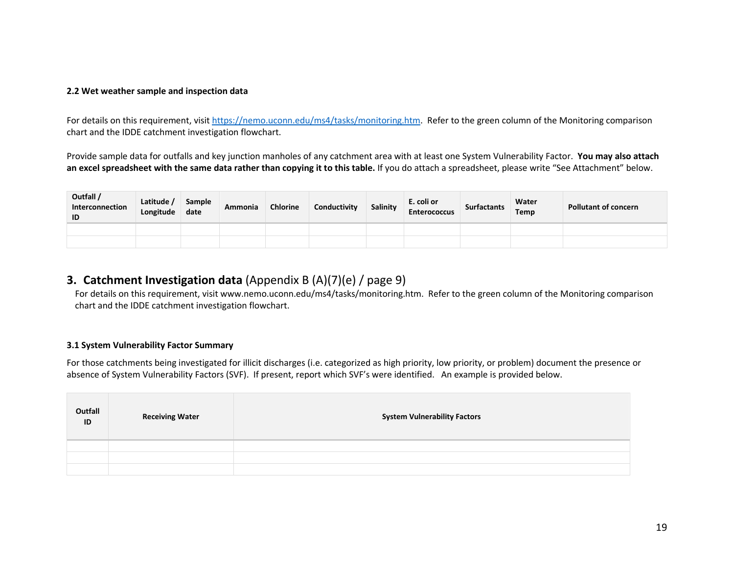### 2.2 Wet weather sample and inspection data

For details on this requirement, visit https://nemo.uconn.edu/ms4/tasks/monitoring.htm. Refer to the green column of the Monitoring comparison chart and the IDDE catchment investigation flowchart.

Provide sample data for outfalls and key junction manholes of any catchment area with at least one System Vulnerability Factor. **You may also attach an excel spreadsheet with the same data rather than copying it to this table.** If you do attach a spreadsheet, please write "See Attachment" below.

| Outfall / Interconnection ID | Latitude / Longitude | Sample date | Ammonia | Chlorine | Conductivity | Salinity | E. coli or Enterococcus | Surfactants | Water Temp | Pollutant of concern |
|---|---|---|---|---|---|---|---|---|---|---|
| | | | | | | | | | | |
| | | | | | | | | | | |

## 3. Catchment Investigation data (Appendix B (A)(7)(e) / page 9)

For details on this requirement, visit www.nemo.uconn.edu/ms4/tasks/monitoring.htm. Refer to the green column of the Monitoring comparison chart and the IDDE catchment investigation flowchart.

### 3.1 System Vulnerability Factor Summary

For those catchments being investigated for illicit discharges (i.e. categorized as high priority, low priority, or problem) document the presence or absence of System Vulnerability Factors (SVF). If present, report which SVF's were identified. An example is provided below.

| Outfall ID | Receiving Water | System Vulnerability Factors |
|---|---|---|
| | | |
| | | |
| | | |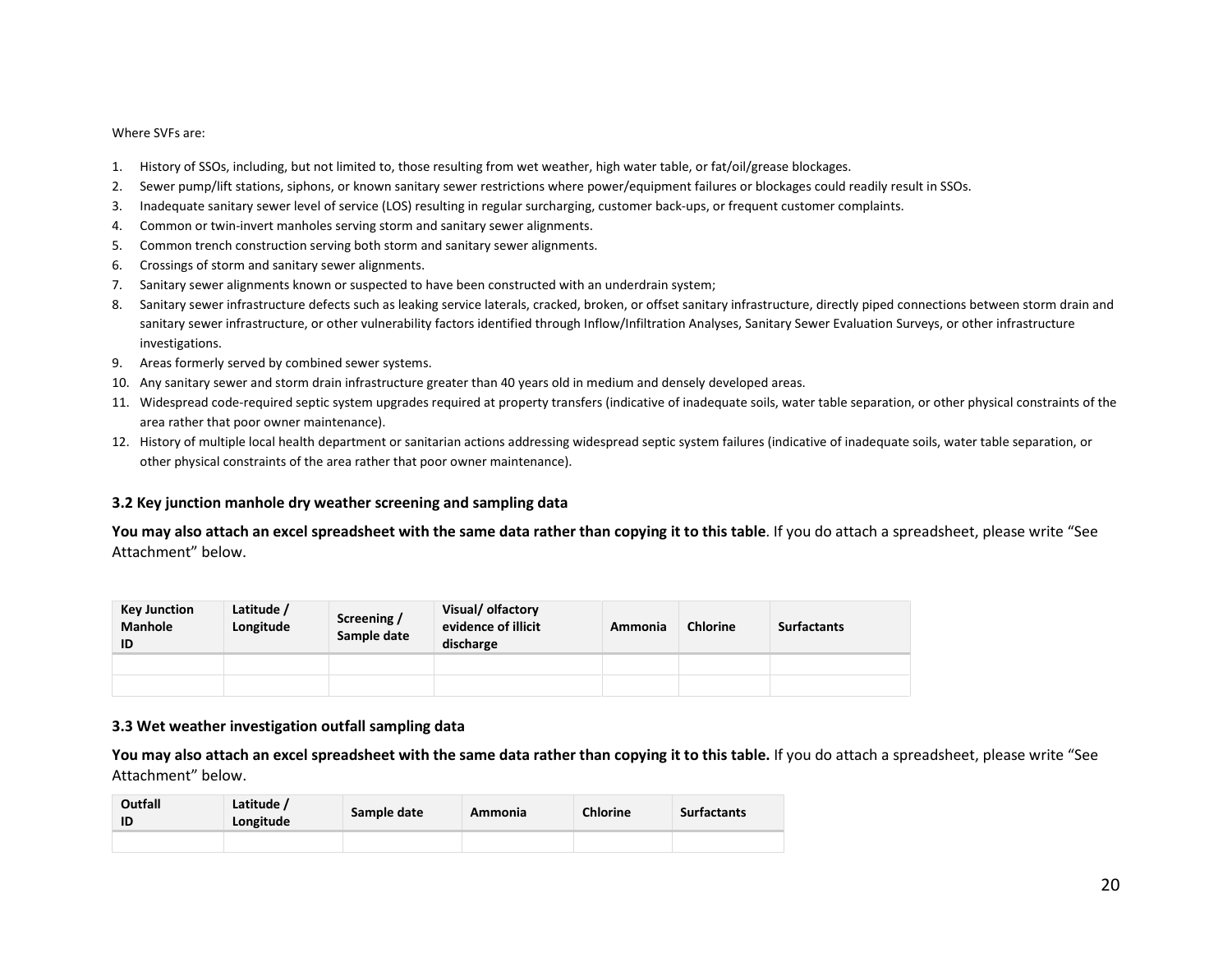Where SVFs are:

1. History of SSOs, including, but not limited to, those resulting from wet weather, high water table, or fat/oil/grease blockages.
2. Sewer pump/lift stations, siphons, or known sanitary sewer restrictions where power/equipment failures or blockages could readily result in SSOs.
3. Inadequate sanitary sewer level of service (LOS) resulting in regular surcharging, customer back-ups, or frequent customer complaints.
4. Common or twin-invert manholes serving storm and sanitary sewer alignments.
5. Common trench construction serving both storm and sanitary sewer alignments.
6. Crossings of storm and sanitary sewer alignments.
7. Sanitary sewer alignments known or suspected to have been constructed with an underdrain system;
8. Sanitary sewer infrastructure defects such as leaking service laterals, cracked, broken, or offset sanitary infrastructure, directly piped connections between storm drain and sanitary sewer infrastructure, or other vulnerability factors identified through Inflow/Infiltration Analyses, Sanitary Sewer Evaluation Surveys, or other infrastructure investigations.
9. Areas formerly served by combined sewer systems.
10. Any sanitary sewer and storm drain infrastructure greater than 40 years old in medium and densely developed areas.
11. Widespread code-required septic system upgrades required at property transfers (indicative of inadequate soils, water table separation, or other physical constraints of the area rather that poor owner maintenance).
12. History of multiple local health department or sanitarian actions addressing widespread septic system failures (indicative of inadequate soils, water table separation, or other physical constraints of the area rather that poor owner maintenance).

### 3.2 Key junction manhole dry weather screening and sampling data

**You may also attach an excel spreadsheet with the same data rather than copying it to this table**. If you do attach a spreadsheet, please write "See Attachment" below.

| Key Junction Manhole ID | Latitude / Longitude | Screening / Sample date | Visual/ olfactory evidence of illicit discharge | Ammonia | Chlorine | Surfactants |
|---|---|---|---|---|---|---|
| | | | | | | |
| | | | | | | |

### 3.3 Wet weather investigation outfall sampling data

**You may also attach an excel spreadsheet with the same data rather than copying it to this table.** If you do attach a spreadsheet, please write "See Attachment" below.

| Outfall ID | Latitude / Longitude | Sample date | Ammonia | Chlorine | Surfactants |
|---|---|---|---|---|---|
| | | | | | |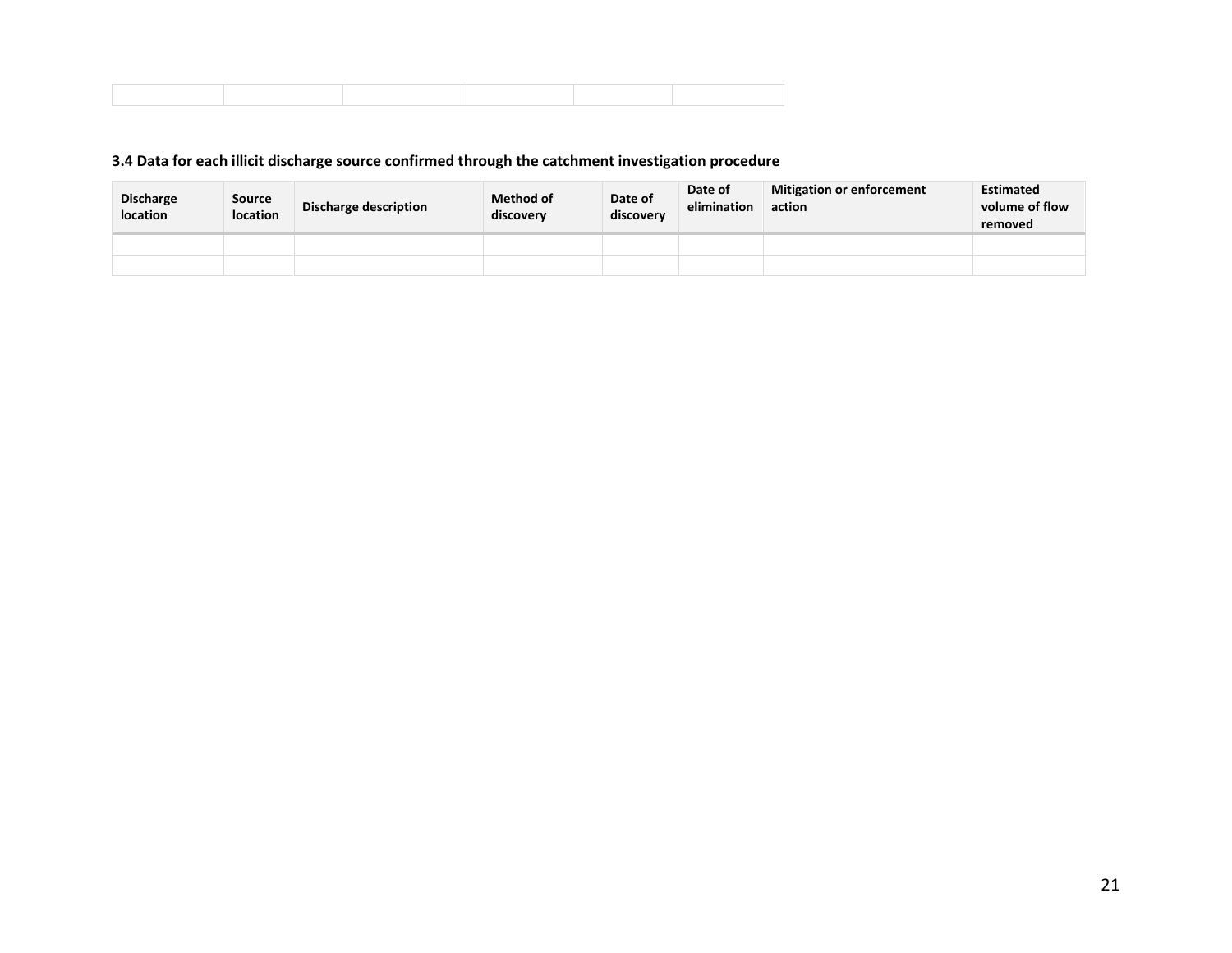| | | | | | |
|---|---|---|---|---|---|
| | | | | | |

### 3.4 Data for each illicit discharge source confirmed through the catchment investigation procedure

| Discharge location | Source location | Discharge description | Method of discovery | Date of discovery | Date of elimination | Mitigation or enforcement action | Estimated volume of flow removed |
|---|---|---|---|---|---|---|---|
| | | | | | | | |
| | | | | | | | |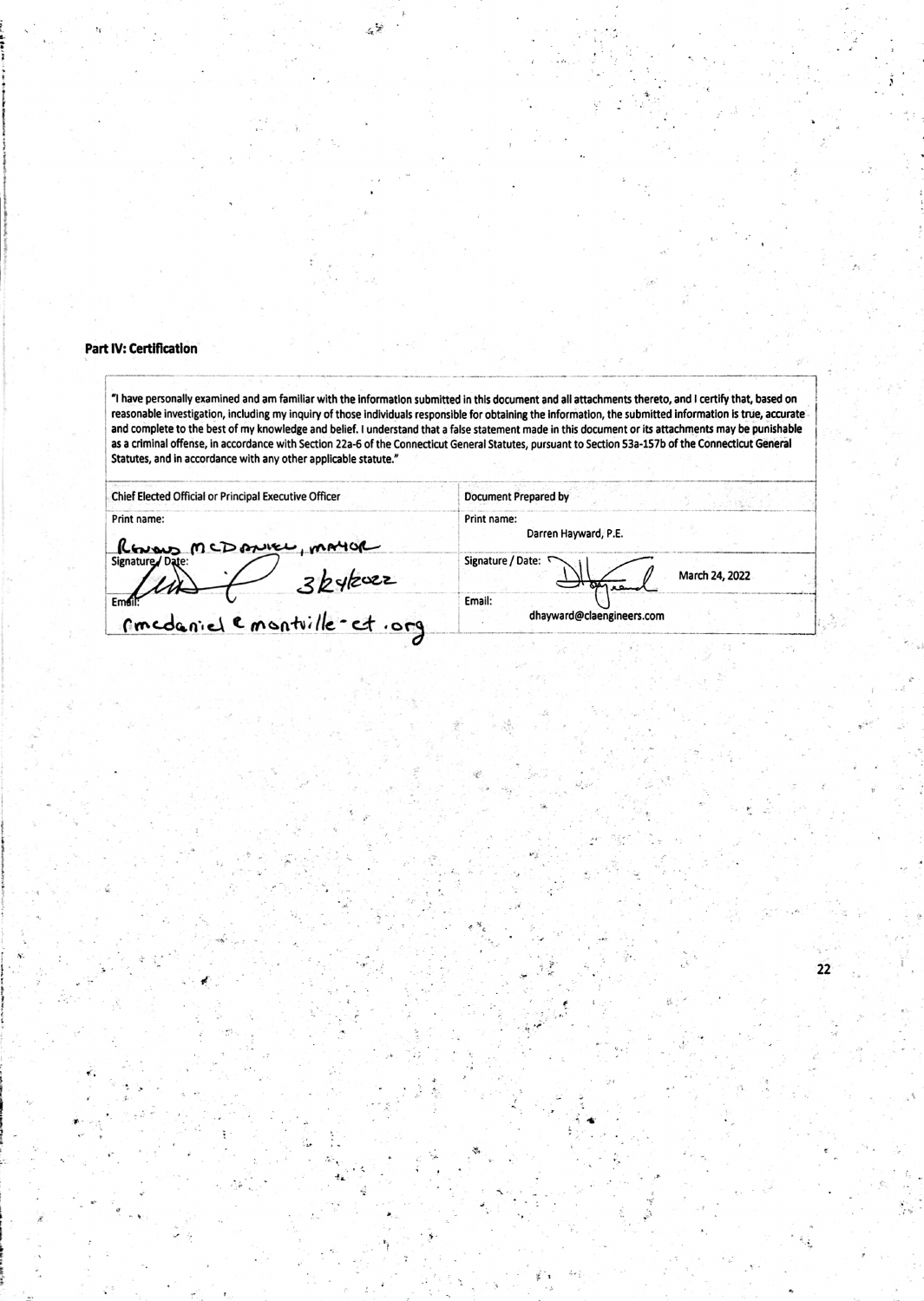**Part IV: Certification**

"I have personally examined and am familiar with the information submitted in this document and all attachments thereto, and I certify that, based on reasonable investigation, including my inquiry of those individuals responsible for obtaining the information, the submitted information is true, accurate and complete to the best of my knowledge and belief. I understand that a false statement made in this document or its attachments may be punishable as a criminal offense, in accordance with Section 22a-6 of the Connecticut General Statutes, pursuant to Section 53a-157b of the Connecticut General Statutes, and in accordance with any other applicable statute."

| Chief Elected Official or Principal Executive Officer | Document Prepared by |
| --- | --- |
| Print name: RONALD MCDANIEL, MAYOR | Print name: Darren Hayward, P.E. |
| Signature / Date: 3/24/2022 | Signature / Date: March 24, 2022 |
| Email: rmcdaniel@montville-ct.org | Email: dhayward@claengineers.com |